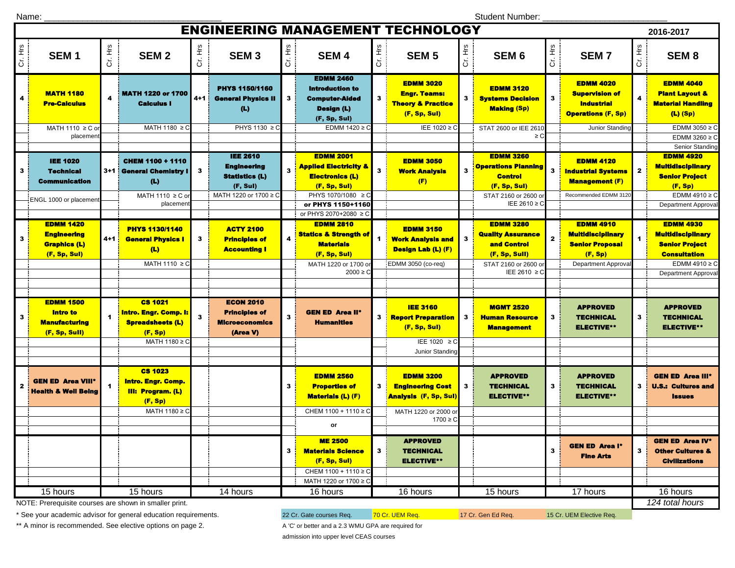Name: ______________________ Student Number: ______________________

# ENGINEERING MANAGEMENT TECHNOLOGY

2016-2017

| Cr. Hrs | SEM 1 | Cr. Hrs | SEM 2 | Cr. Hrs | SEM 3 | Cr. Hrs | SEM 4 | Cr. Hrs | SEM 5 | Cr. Hrs | SEM 6 | Cr. Hrs | SEM 7 | Cr. Hrs | SEM 8 |
|---|---|---|---|---|---|---|---|---|---|---|---|---|---|---|---|
| 4 | **MATH 1180 Pre-Calculus**<br>MATH 1110 ≥ C or placement | 4 | **MATH 1220 or 1700 Calculus I**<br>MATH 1180 ≥ C | 4+1 | **PHYS 1150/1160 General Physics II (L)**<br>PHYS 1130 ≥ C | 3 | **EDMM 2460 Introduction to Computer-Aided Design (L) (F, Sp, Sul)**<br>EDMM 1420 ≥ C | 3 | **EDMM 3020 Engr. Teams: Theory & Practice (F, Sp, Sul)**<br>IEE 1020 ≥ C | 3 | **EDMM 3120 Systems Decision Making (Sp)**<br>STAT 2600 or IEE 2610 ≥ C | 3 | **EDMM 4020 Supervision of Industrial Operations (F, Sp)**<br>Junior Standing | 4 | **EDMM 4040 Plant Layout & Material Handling (L) (Sp)**<br>EDMM 3050 ≥ C<br>EDMM 3260 ≥ C<br>Senior Standing |
| 3 | **IEE 1020 Technical Communication**<br>ENGL 1000 or placement | 3+1 | **CHEM 1100 + 1110 General Chemistry I (L)**<br>MATH 1110 ≥ C or placement | 3 | **IEE 2610 Engineering Statistics (L) (F, Sul)**<br>MATH 1220 or 1700 ≥ C | 3 | **EDMM 2001 Applied Electricity & Electronics (L) (F, Sp, Sul)**<br>PHYS 1070/1080 ≥ C<br>**or PHYS 1150+1160**<br>or PHYS 2070+2080 ≥ C | 3 | **EDMM 3050 Work Analysis (F)** | 3 | **EDMM 3260 Operations Planning Control (F, Sp, Sul)**<br>STAT 2160 or 2600 or IEE 2610 ≥ C | 3 | **EDMM 4120 Industrial Systems Management (F)**<br>Recommended EDMM 3120 | 2 | **EDMM 4920 Multidisciplinary Senior Project (F, Sp)**<br>EDMM 4910 ≥ C<br>Department Approval |
| 3 | **EDMM 1420 Engineering Graphics (L) (F, Sp, Sul)** | 4+1 | **PHYS 1130/1140 General Physics I (L)**<br>MATH 1110 ≥ C | 3 | **ACTY 2100 Principles of Accounting I** | 4 | **EDMM 2810 Statics & Strength of Materials (F, Sp, Sul)**<br>MATH 1220 or 1700 or 2000 ≥ C | 1 | **EDMM 3150 Work Analysis and Design Lab (L) (F)**<br>EDMM 3050 (co-req) | 3 | **EDMM 3280 Quality Assurance and Control (F, Sp, Sull)**<br>STAT 2160 or 2600 or IEE 2610 ≥ C | 2 | **EDMM 4910 Multidisciplinary Senior Proposal (F, Sp)**<br>Department Approval | 1 | **EDMM 4930 Multidisciplinary Senior Project Consultation**<br>EDMM 4910 ≥ C<br>Department Approval |
| 3 | **EDMM 1500 Intro to Manufacturing (F, Sp, Sull)** | 1 | **CS 1021 Intro. Engr. Comp. I: Spreadsheets (L) (F, Sp)**<br>MATH 1180 ≥ C | 3 | **ECON 2010 Principles of Microeconomics (Area V)** | 3 | **GEN ED Area II\* Humanities** | 3 | **IEE 3160 Report Preparation (F, Sp, Sul)**<br>IEE 1020 ≥ C<br>Junior Standing | 3 | **MGMT 2520 Human Resource Management** | 3 | **APPROVED TECHNICAL ELECTIVE\*\*** | 3 | **APPROVED TECHNICAL ELECTIVE\*\*** |
| 2 | **GEN ED Area VIII\* Health & Well Being** | 1 | **CS 1023 Intro. Engr. Comp. III: Program. (L) (F, Sp)**<br>MATH 1180 ≥ C | | | 3 | **EDMM 2560 Properties of Materials (L) (F)**<br>CHEM 1100 + 1110 ≥ C<br>or | 3 | **EDMM 3200 Engineering Cost Analysis (F, Sp, Sul)**<br>MATH 1220 or 2000 or 1700 ≥ C | 3 | **APPROVED TECHNICAL ELECTIVE\*\*** | 3 | **APPROVED TECHNICAL ELECTIVE\*\*** | 3 | **GEN ED Area III\* U.S.: Cultures and Issues** |
| | | | | | | 3 | **ME 2500 Materials Science (F, Sp, Sul)**<br>CHEM 1100 + 1110 ≥ C<br>MATH 1220 or 1700 ≥ C | 3 | **APPROVED TECHNICAL ELECTIVE\*\*** | | | 3 | **GEN ED Area I\* Fine Arts** | 3 | **GEN ED Area IV\* Other Cultures & Civilizations** |
| | 15 hours | | 15 hours | | 14 hours | | 16 hours | | 16 hours | | 15 hours | | 17 hours | | 16 hours |

*124 total hours*

NOTE: Prerequisite courses are shown in smaller print.

\* See your academic advisor for general education requirements.

\*\* A minor is recommended. See elective options on page 2.

22 Cr. Gate courses Req. | 70 Cr. UEM Req. | 17 Cr. Gen Ed Req. | 15 Cr. UEM Elective Req.

A 'C' or better and a 2.3 WMU GPA are required for admission into upper level CEAS courses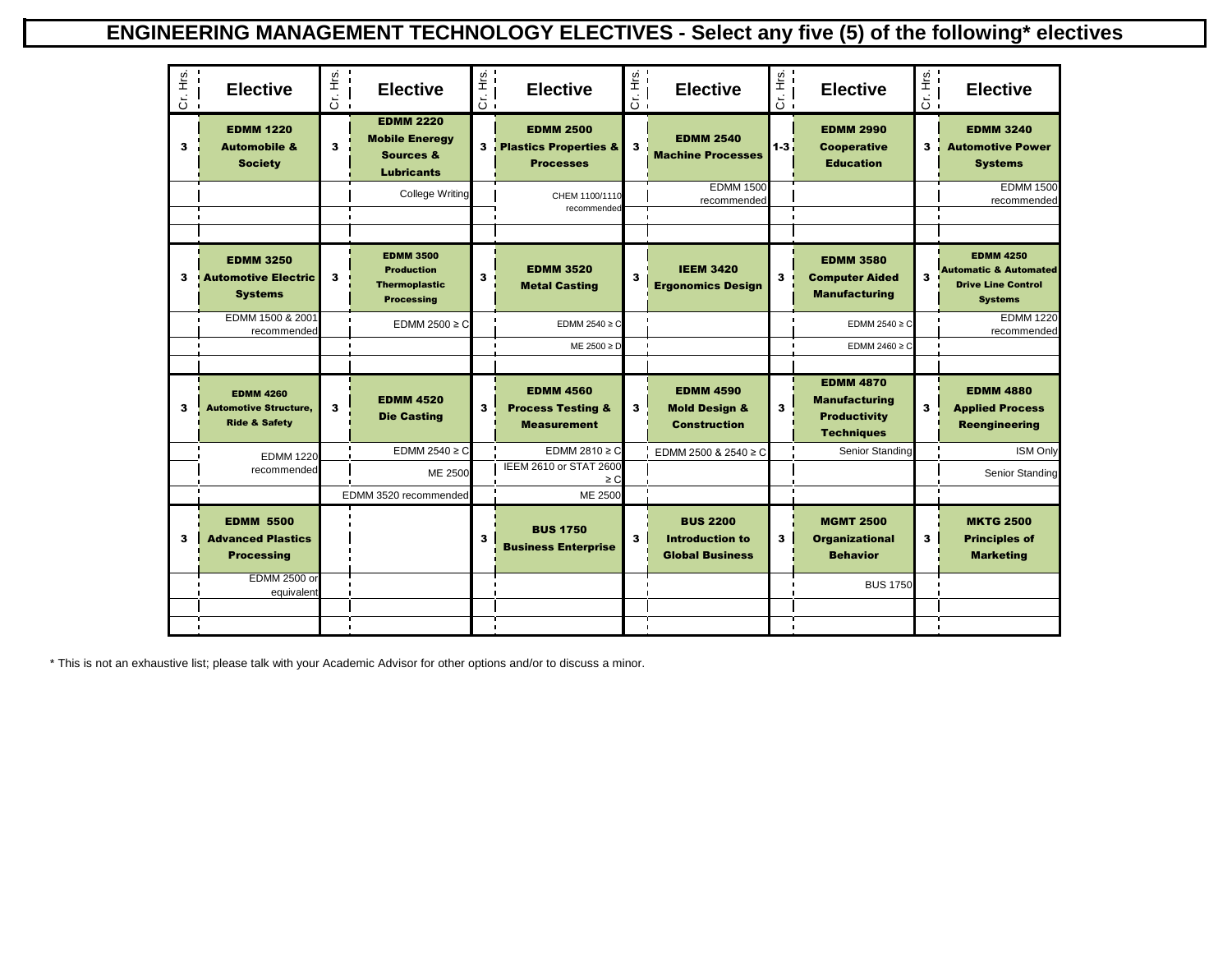# ENGINEERING MANAGEMENT TECHNOLOGY ELECTIVES - Select any five (5) of the following* electives

| Cr. Hrs. | Elective | Cr. Hrs. | Elective | Cr. Hrs. | Elective | Cr. Hrs. | Elective | Cr. Hrs. | Elective | Cr. Hrs. | Elective |
|---|---|---|---|---|---|---|---|---|---|---|---|
| 3 | **EDMM 1220 Automobile & Society** | 3 | **EDMM 2220 Mobile Eneregy Sources & Lubricants** | 3 | **EDMM 2500 Plastics Properties & Processes** | 3 | **EDMM 2540 Machine Processes** | 1-3 | **EDMM 2990 Cooperative Education** | 3 | **EDMM 3240 Automotive Power Systems** |
| | | | College Writing | | CHEM 1100/1110 recommended | | EDMM 1500 recommended | | | | EDMM 1500 recommended |
| 3 | **EDMM 3250 Automotive Electric Systems** | 3 | **EDMM 3500 Production Thermoplastic Processing** | 3 | **EDMM 3520 Metal Casting** | 3 | **IEEM 3420 Ergonomics Design** | 3 | **EDMM 3580 Computer Aided Manufacturing** | 3 | **EDMM 4250 Automatic & Automated Drive Line Control Systems** |
| | EDMM 1500 & 2001 recommended | | EDMM 2500 ≥ C | | EDMM 2540 ≥ C | | | | EDMM 2540 ≥ C | | EDMM 1220 recommended |
| | | | | | ME 2500 ≥ D | | | | EDMM 2460 ≥ C | | |
| 3 | **EDMM 4260 Automotive Structure, Ride & Safety** | 3 | **EDMM 4520 Die Casting** | 3 | **EDMM 4560 Process Testing & Measurement** | 3 | **EDMM 4590 Mold Design & Construction** | 3 | **EDMM 4870 Manufacturing Productivity Techniques** | 3 | **EDMM 4880 Applied Process Reengineering** |
| | EDMM 1220 recommended | | EDMM 2540 ≥ C | | EDMM 2810 ≥ C | | EDMM 2500 & 2540 ≥ C | | Senior Standing | | ISM Only |
| | | | ME 2500 | | IEEM 2610 or STAT 2600 ≥ C | | | | | | Senior Standing |
| | | | EDMM 3520 recommended | | ME 2500 | | | | | | |
| 3 | **EDMM 5500 Advanced Plastics Processing** | | | 3 | **BUS 1750 Business Enterprise** | 3 | **BUS 2200 Introduction to Global Business** | 3 | **MGMT 2500 Organizational Behavior** | 3 | **MKTG 2500 Principles of Marketing** |
| | EDMM 2500 or equivalent | | | | | | | | BUS 1750 | | |

* This is not an exhaustive list; please talk with your Academic Advisor for other options and/or to discuss a minor.